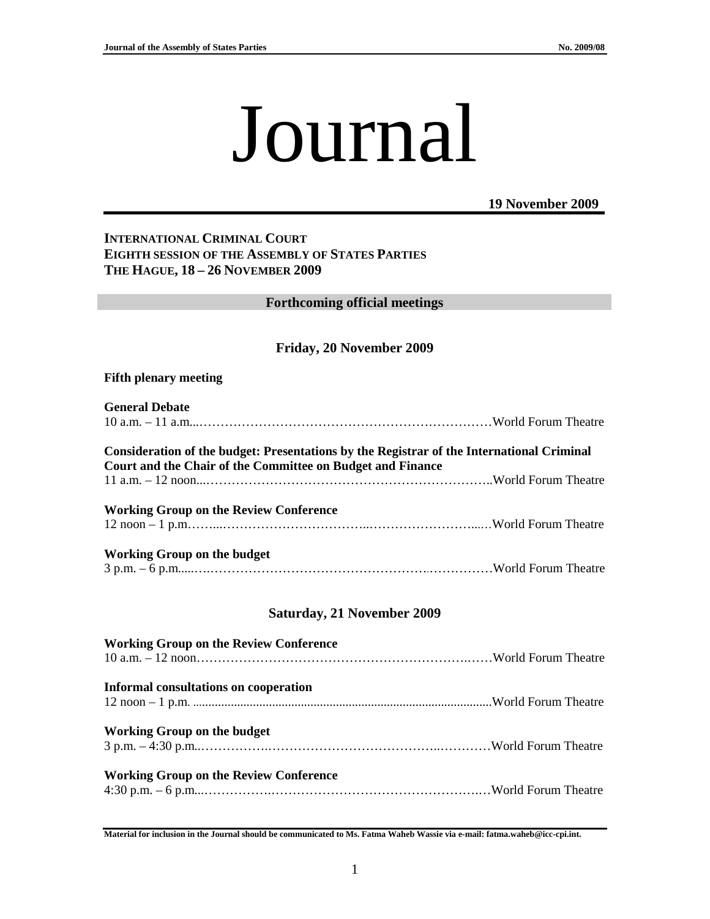# Journal

**19 November 2009**

**INTERNATIONAL CRIMINAL COURT**
**EIGHTH SESSION OF THE ASSEMBLY OF STATES PARTIES**
**THE HAGUE, 18 – 26 NOVEMBER 2009**

## Forthcoming official meetings

### Friday, 20 November 2009

**Fifth plenary meeting**

**General Debate**
10 a.m. – 11 a.m....…………………………………………………………World Forum Theatre

**Consideration of the budget: Presentations by the Registrar of the International Criminal Court and the Chair of the Committee on Budget and Finance**
11 a.m. – 12 noon...……………………………………………………………..World Forum Theatre

**Working Group on the Review Conference**
12 noon – 1 p.m……...……………………………..………………………...…World Forum Theatre

**Working Group on the budget**
3 p.m. – 6 p.m.....….…………………………………………….……………World Forum Theatre

### Saturday, 21 November 2009

**Working Group on the Review Conference**
10 a.m. – 12 noon……………………………………………………….……World Forum Theatre

**Informal consultations on cooperation**
12 noon – 1 p.m. ..........................................................................................World Forum Theatre

**Working Group on the budget**
3 p.m. – 4:30 p.m..…………….…………………………………..…………World Forum Theatre

**Working Group on the Review Conference**
4:30 p.m. – 6 p.m...…………….…………………………………………….…World Forum Theatre

**Material for inclusion in the Journal should be communicated to Ms. Fatma Waheb Wassie via e-mail: fatma.waheb@icc-cpi.int.**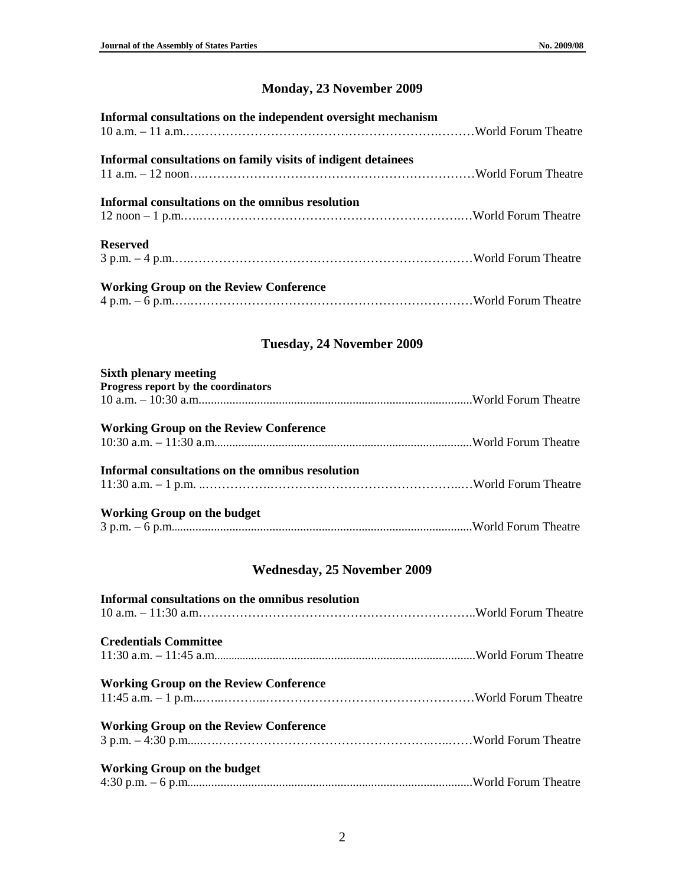## Monday, 23 November 2009

**Informal consultations on the independent oversight mechanism**
10 a.m. – 11 a.m.……………………………………………………………World Forum Theatre

**Informal consultations on family visits of indigent detainees**
11 a.m. – 12 noon……………………………………………………………World Forum Theatre

**Informal consultations on the omnibus resolution**
12 noon – 1 p.m.……………………………………………………………World Forum Theatre

**Reserved**
3 p.m. – 4 p.m.……………………………………………………………World Forum Theatre

**Working Group on the Review Conference**
4 p.m. – 6 p.m.……………………………………………………………World Forum Theatre

## Tuesday, 24 November 2009

**Sixth plenary meeting**
**Progress report by the coordinators**
10 a.m. – 10:30 a.m.……………………………………………………………World Forum Theatre

**Working Group on the Review Conference**
10:30 a.m. – 11:30 a.m.……………………………………………………………World Forum Theatre

**Informal consultations on the omnibus resolution**
11:30 a.m. – 1 p.m. ……………………………………………………………World Forum Theatre

**Working Group on the budget**
3 p.m. – 6 p.m.……………………………………………………………World Forum Theatre

## Wednesday, 25 November 2009

**Informal consultations on the omnibus resolution**
10 a.m. – 11:30 a.m.……………………………………………………………World Forum Theatre

**Credentials Committee**
11:30 a.m. – 11:45 a.m.……………………………………………………………World Forum Theatre

**Working Group on the Review Conference**
11:45 a.m. – 1 p.m.……………………………………………………………World Forum Theatre

**Working Group on the Review Conference**
3 p.m. – 4:30 p.m.……………………………………………………………World Forum Theatre

**Working Group on the budget**
4:30 p.m. – 6 p.m.……………………………………………………………World Forum Theatre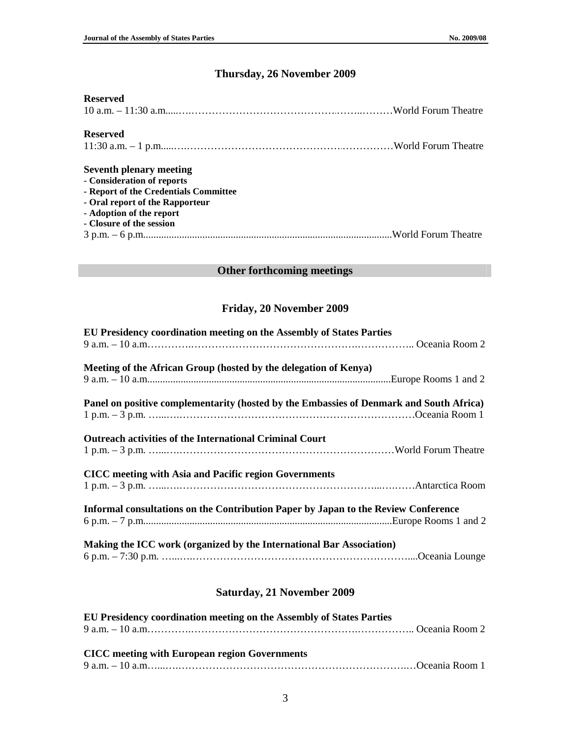## Thursday, 26 November 2009

**Reserved**
10 a.m. – 11:30 a.m.....……………………………………….……..………World Forum Theatre

**Reserved**
11:30 a.m. – 1 p.m.....….……………………………………….……………World Forum Theatre

**Seventh plenary meeting**
**- Consideration of reports**
**- Report of the Credentials Committee**
**- Oral report of the Rapporteur**
**- Adoption of the report**
**- Closure of the session**
3 p.m. – 6 p.m...............................................................................................World Forum Theatre

## Other forthcoming meetings

## Friday, 20 November 2009

**EU Presidency coordination meeting on the Assembly of States Parties**
9 a.m. – 10 a.m………….…………………………………………….…………….. Oceania Room 2

**Meeting of the African Group (hosted by the delegation of Kenya)**
9 a.m. – 10 a.m..............................................................................................Europe Rooms 1 and 2

**Panel on positive complementarity (hosted by the Embassies of Denmark and South Africa)**
1 p.m. – 3 p.m. …...….…………………………………………………………Oceania Room 1

**Outreach activities of the International Criminal Court**
1 p.m. – 3 p.m. …...….……………………………………………………World Forum Theatre

**CICC meeting with Asia and Pacific region Governments**
1 p.m. – 3 p.m. …...….……………………………………………...….……Antarctica Room

**Informal consultations on the Contribution Paper by Japan to the Review Conference**
6 p.m. – 7 p.m................................................................................................Europe Rooms 1 and 2

**Making the ICC work (organized by the International Bar Association)**
6 p.m. – 7:30 p.m. …...….…………………………………………………….....Oceania Lounge

## Saturday, 21 November 2009

**EU Presidency coordination meeting on the Assembly of States Parties**
9 a.m. – 10 a.m………….…………………………………………….…………….. Oceania Room 2

**CICC meeting with European region Governments**
9 a.m. – 10 a.m…...….……………………………………………………….…Oceania Room 1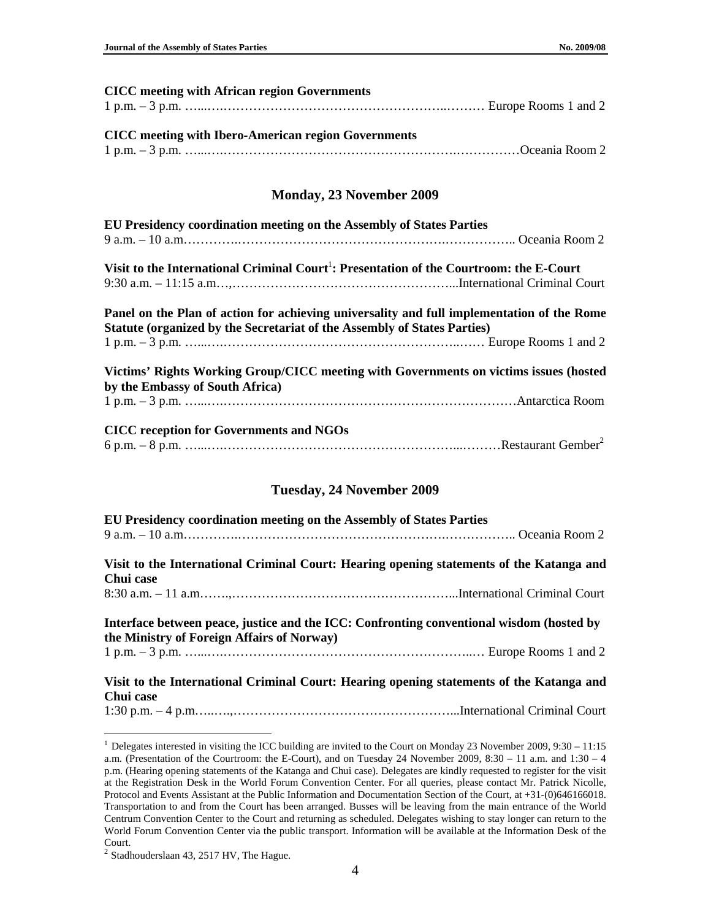**CICC meeting with African region Governments**

1 p.m. – 3 p.m. …...…………………………………………………..……… Europe Rooms 1 and 2

**CICC meeting with Ibero-American region Governments**

1 p.m. – 3 p.m. …...……………………………………………………….……………Oceania Room 2

## Monday, 23 November 2009

**EU Presidency coordination meeting on the Assembly of States Parties**

9 a.m. – 10 a.m………….……………………………………………….…………….. Oceania Room 2

**Visit to the International Criminal Court[1]: Presentation of the Courtroom: the E-Court**

9:30 a.m. – 11:15 a.m…,……………………………………………...International Criminal Court

**Panel on the Plan of action for achieving universality and full implementation of the Rome Statute (organized by the Secretariat of the Assembly of States Parties)**

1 p.m. – 3 p.m. …...……………………………………………………..…… Europe Rooms 1 and 2

**Victims' Rights Working Group/CICC meeting with Governments on victims issues (hosted by the Embassy of South Africa)**

1 p.m. – 3 p.m. …...……………………………………………………………………Antarctica Room

**CICC reception for Governments and NGOs**

6 p.m. – 8 p.m. …...…………………………………………………...………Restaurant Gember[2]

## Tuesday, 24 November 2009

**EU Presidency coordination meeting on the Assembly of States Parties**

9 a.m. – 10 a.m………….……………………………………………….…………….. Oceania Room 2

**Visit to the International Criminal Court: Hearing opening statements of the Katanga and Chui case**

8:30 a.m. – 11 a.m…….,……………………………………………...International Criminal Court

**Interface between peace, justice and the ICC: Confronting conventional wisdom (hosted by the Ministry of Foreign Affairs of Norway)**

1 p.m. – 3 p.m. …...………………………………………………………..… Europe Rooms 1 and 2

**Visit to the International Criminal Court: Hearing opening statements of the Katanga and Chui case**

1:30 p.m. – 4 p.m…..…,……………………………………………...International Criminal Court

---

[1] Delegates interested in visiting the ICC building are invited to the Court on Monday 23 November 2009, 9:30 – 11:15 a.m. (Presentation of the Courtroom: the E-Court), and on Tuesday 24 November 2009, 8:30 – 11 a.m. and 1:30 – 4 p.m. (Hearing opening statements of the Katanga and Chui case). Delegates are kindly requested to register for the visit at the Registration Desk in the World Forum Convention Center. For all queries, please contact Mr. Patrick Nicolle, Protocol and Events Assistant at the Public Information and Documentation Section of the Court, at +31-(0)646166018. Transportation to and from the Court has been arranged. Busses will be leaving from the main entrance of the World Centrum Convention Center to the Court and returning as scheduled. Delegates wishing to stay longer can return to the World Forum Convention Center via the public transport. Information will be available at the Information Desk of the Court.

[2] Stadhouderslaan 43, 2517 HV, The Hague.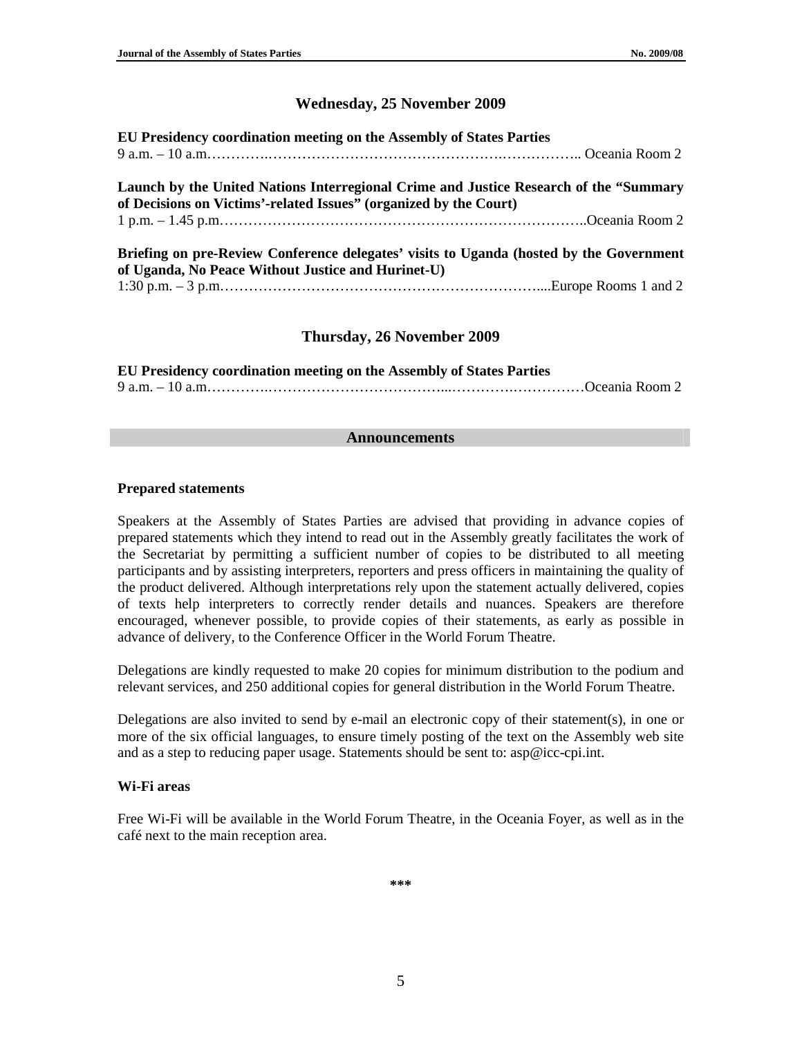## Wednesday, 25 November 2009

**EU Presidency coordination meeting on the Assembly of States Parties**

9 a.m. – 10 a.m.……………………………………………………………………. Oceania Room 2

**Launch by the United Nations Interregional Crime and Justice Research of the "Summary of Decisions on Victims'-related Issues" (organized by the Court)**

1 p.m. – 1.45 p.m…………………………………………………………………..Oceania Room 2

**Briefing on pre-Review Conference delegates' visits to Uganda (hosted by the Government of Uganda, No Peace Without Justice and Hurinet-U)**

1:30 p.m. – 3 p.m……………………………………………………………....Europe Rooms 1 and 2

## Thursday, 26 November 2009

**EU Presidency coordination meeting on the Assembly of States Parties**

9 a.m. – 10 a.m…………………………………………………………………………Oceania Room 2

## Announcements

**Prepared statements**

Speakers at the Assembly of States Parties are advised that providing in advance copies of prepared statements which they intend to read out in the Assembly greatly facilitates the work of the Secretariat by permitting a sufficient number of copies to be distributed to all meeting participants and by assisting interpreters, reporters and press officers in maintaining the quality of the product delivered. Although interpretations rely upon the statement actually delivered, copies of texts help interpreters to correctly render details and nuances. Speakers are therefore encouraged, whenever possible, to provide copies of their statements, as early as possible in advance of delivery, to the Conference Officer in the World Forum Theatre.

Delegations are kindly requested to make 20 copies for minimum distribution to the podium and relevant services, and 250 additional copies for general distribution in the World Forum Theatre.

Delegations are also invited to send by e-mail an electronic copy of their statement(s), in one or more of the six official languages, to ensure timely posting of the text on the Assembly web site and as a step to reducing paper usage. Statements should be sent to: asp@icc-cpi.int.

**Wi-Fi areas**

Free Wi-Fi will be available in the World Forum Theatre, in the Oceania Foyer, as well as in the café next to the main reception area.

***